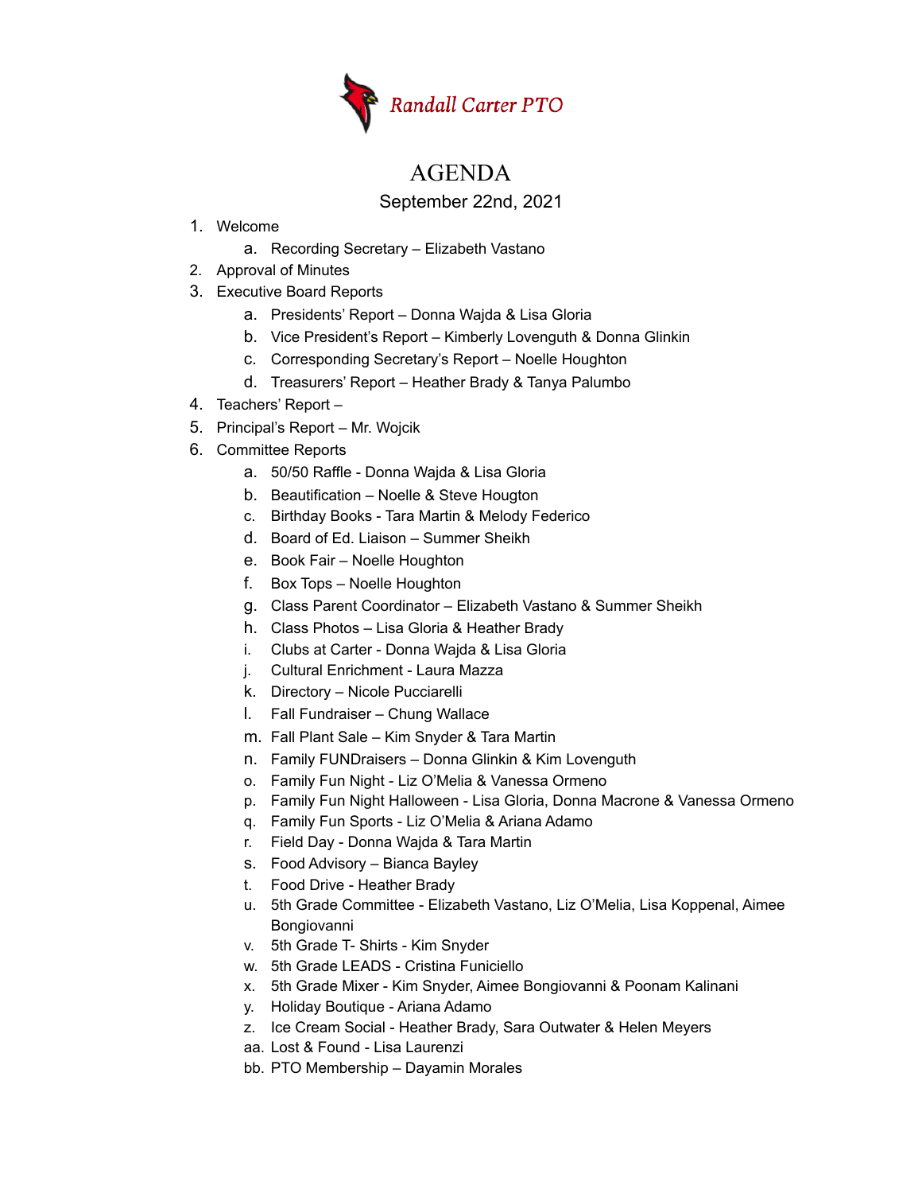Randall Carter PTO

# AGENDA

September 22nd, 2021

1. Welcome
   a. Recording Secretary – Elizabeth Vastano
2. Approval of Minutes
3. Executive Board Reports
   a. Presidents' Report – Donna Wajda & Lisa Gloria
   b. Vice President's Report – Kimberly Lovenguth & Donna Glinkin
   c. Corresponding Secretary's Report – Noelle Houghton
   d. Treasurers' Report – Heather Brady & Tanya Palumbo
4. Teachers' Report –
5. Principal's Report – Mr. Wojcik
6. Committee Reports
   a. 50/50 Raffle - Donna Wajda & Lisa Gloria
   b. Beautification – Noelle & Steve Hougton
   c. Birthday Books - Tara Martin & Melody Federico
   d. Board of Ed. Liaison – Summer Sheikh
   e. Book Fair – Noelle Houghton
   f. Box Tops – Noelle Houghton
   g. Class Parent Coordinator – Elizabeth Vastano & Summer Sheikh
   h. Class Photos – Lisa Gloria & Heather Brady
   i. Clubs at Carter - Donna Wajda & Lisa Gloria
   j. Cultural Enrichment - Laura Mazza
   k. Directory – Nicole Pucciarelli
   l. Fall Fundraiser – Chung Wallace
   m. Fall Plant Sale – Kim Snyder & Tara Martin
   n. Family FUNDraisers – Donna Glinkin & Kim Lovenguth
   o. Family Fun Night - Liz O'Melia & Vanessa Ormeno
   p. Family Fun Night Halloween - Lisa Gloria, Donna Macrone & Vanessa Ormeno
   q. Family Fun Sports - Liz O'Melia & Ariana Adamo
   r. Field Day - Donna Wajda & Tara Martin
   s. Food Advisory – Bianca Bayley
   t. Food Drive - Heather Brady
   u. 5th Grade Committee - Elizabeth Vastano, Liz O'Melia, Lisa Koppenal, Aimee Bongiovanni
   v. 5th Grade T- Shirts - Kim Snyder
   w. 5th Grade LEADS - Cristina Funiciello
   x. 5th Grade Mixer - Kim Snyder, Aimee Bongiovanni & Poonam Kalinani
   y. Holiday Boutique - Ariana Adamo
   z. Ice Cream Social - Heather Brady, Sara Outwater & Helen Meyers
   aa. Lost & Found - Lisa Laurenzi
   bb. PTO Membership – Dayamin Morales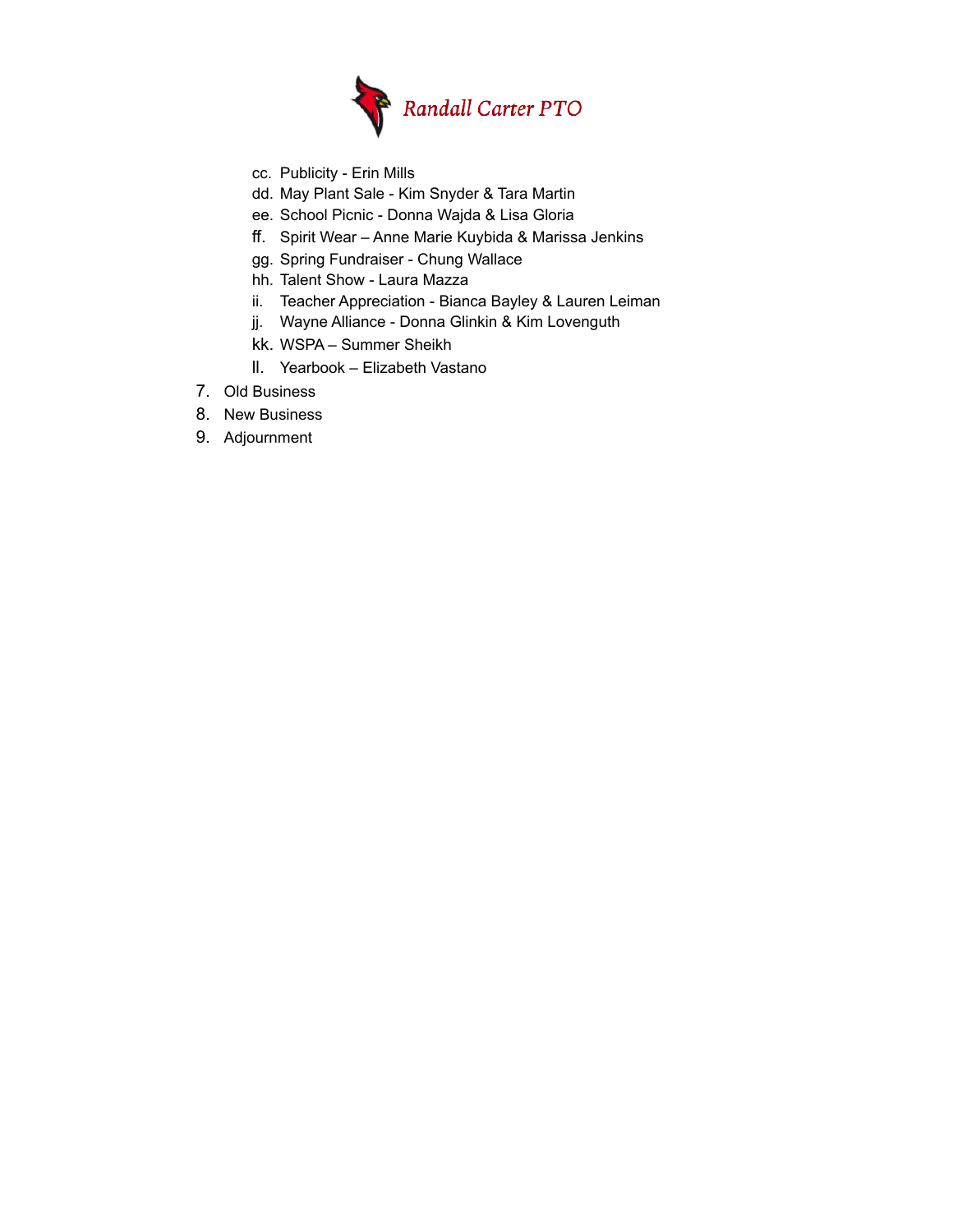Randall Carter PTO

   cc. Publicity - Erin Mills
   dd. May Plant Sale - Kim Snyder & Tara Martin
   ee. School Picnic - Donna Wajda & Lisa Gloria
   ff. Spirit Wear – Anne Marie Kuybida & Marissa Jenkins
   gg. Spring Fundraiser - Chung Wallace
   hh. Talent Show - Laura Mazza
   ii. Teacher Appreciation - Bianca Bayley & Lauren Leiman
   jj. Wayne Alliance - Donna Glinkin & Kim Lovenguth
   kk. WSPA – Summer Sheikh
   ll. Yearbook – Elizabeth Vastano

7. Old Business
8. New Business
9. Adjournment